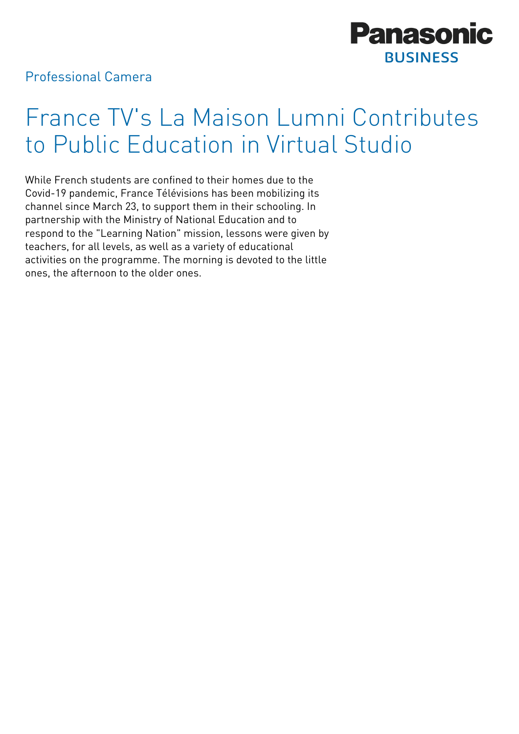Professional Camera

# France TV's La Maison Lumni Contributes to Public Education in Virtual Studio

While French students are confined to their homes due to the Covid-19 pandemic, France Télévisions has been mobilizing its channel since March 23, to support them in their schooling. In partnership with the Ministry of National Education and to respond to the "Learning Nation" mission, lessons were given by teachers, for all levels, as well as a variety of educational activities on the programme. The morning is devoted to the little ones, the afternoon to the older ones.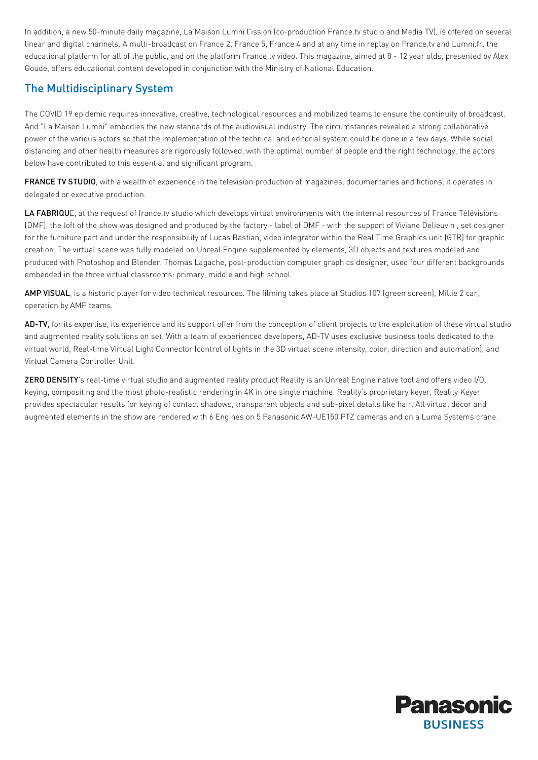In addition, a new 50-minute daily magazine, La Maison Lumni l'ission (co-production France.tv studio and Media TV), is offered on several linear and digital channels. A multi-broadcast on France 2, France 5, France 4 and at any time in replay on France.tv and Lumni.fr, the educational platform for all of the public, and on the platform France.tv video. This magazine, aimed at 8 - 12 year olds, presented by Alex Goude, offers educational content developed in conjunction with the Ministry of National Education.

## The Multidisciplinary System

The COVID 19 epidemic requires innovative, creative, technological resources and mobilized teams to ensure the continuity of broadcast. And "La Maison Lumni" embodies the new standards of the audiovisual industry. The circumstances revealed a strong collaborative power of the various actors so that the implementation of the technical and editorial system could be done in a few days. While social distancing and other health measures are rigorously followed, with the optimal number of people and the right technology, the actors below have contributed to this essential and significant program.

**FRANCE TV STUDIO**, with a wealth of experience in the television production of magazines, documentaries and fictions, it operates in delegated or executive production.

**LA FABRIQU**E, at the request of france.tv studio which develops virtual environments with the internal resources of France Télévisions (DMF), the loft of the show was designed and produced by the factory - label of DMF - with the support of Viviane Delieuvin , set designer for the furniture part and under the responsibility of Lucas Bastian, video integrator within the Real Time Graphics unit (GTR) for graphic creation. The virtual scene was fully modeled on Unreal Engine supplemented by elements, 3D objects and textures modeled and produced with Photoshop and Blender. Thomas Lagache, post-production computer graphics designer, used four different backgrounds embedded in the three virtual classrooms: primary, middle and high school.

**AMP VISUAL**, is a historic player for video technical resources. The filming takes place at Studios 107 (green screen), Millie 2 car, operation by AMP teams.

**AD-TV**, for its expertise, its experience and its support offer from the conception of client projects to the exploitation of these virtual studio and augmented reality solutions on set. With a team of experienced developers, AD-TV uses exclusive business tools dedicated to the virtual world, Real-time Virtual Light Connector (control of lights in the 3D virtual scene intensity, color, direction and automation), and Virtual Camera Controller Unit.

**ZERO DENSITY**'s real-time virtual studio and augmented reality product Reality is an Unreal Engine native tool and offers video I/O, keying, compositing and the most photo-realistic rendering in 4K in one single machine. Reality's proprietary keyer, Reality Keyer provides spectacular results for keying of contact shadows, transparent objects and sub-pixel details like hair. All virtual décor and augmented elements in the show are rendered with 6 Engines on 5 Panasonic AW-UE150 PTZ cameras and on a Luma Systems crane.